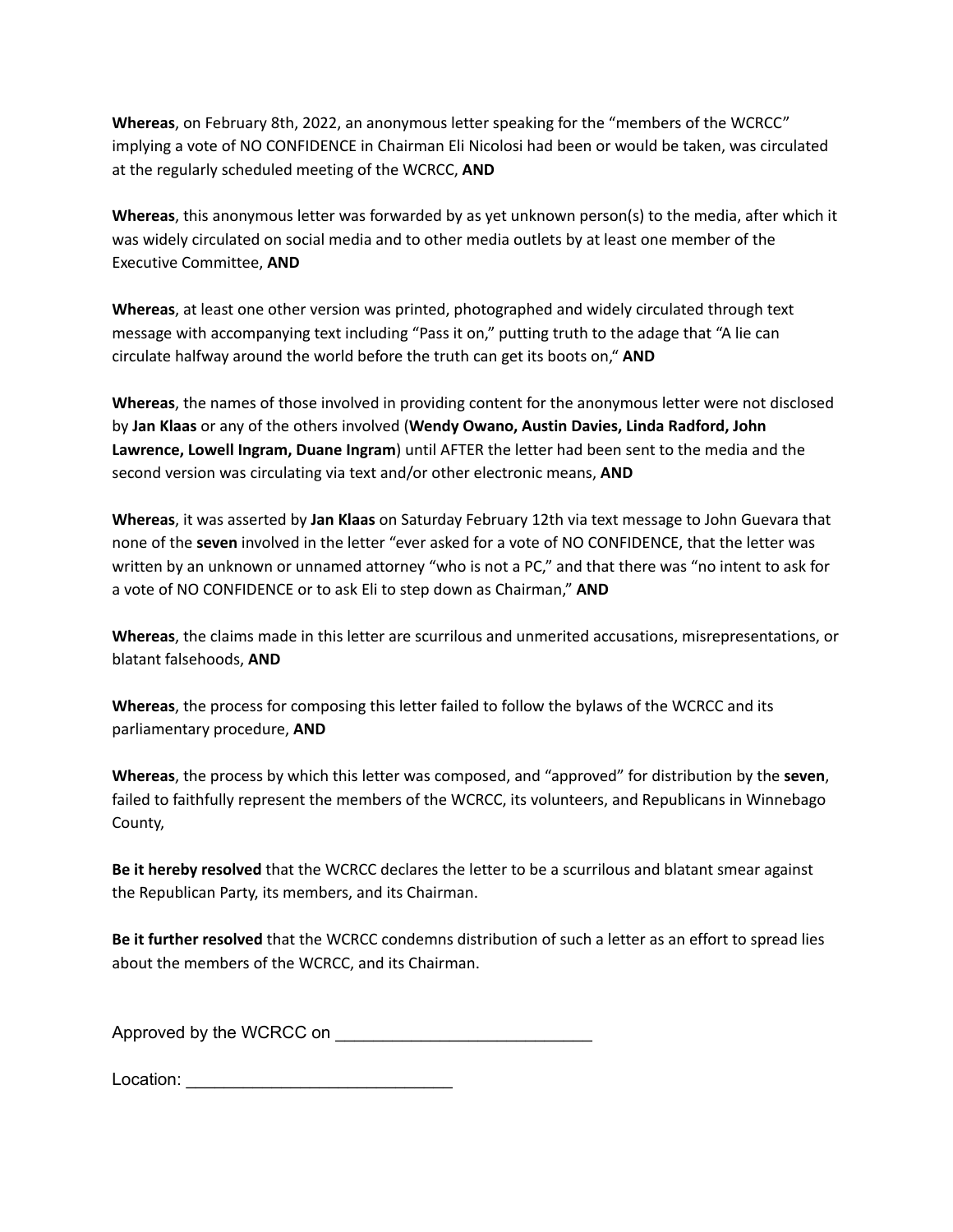**Whereas**, on February 8th, 2022, an anonymous letter speaking for the "members of the WCRCC" implying a vote of NO CONFIDENCE in Chairman Eli Nicolosi had been or would be taken, was circulated at the regularly scheduled meeting of the WCRCC, **AND**

**Whereas**, this anonymous letter was forwarded by as yet unknown person(s) to the media, after which it was widely circulated on social media and to other media outlets by at least one member of the Executive Committee, **AND**

**Whereas**, at least one other version was printed, photographed and widely circulated through text message with accompanying text including "Pass it on," putting truth to the adage that "A lie can circulate halfway around the world before the truth can get its boots on," **AND**

**Whereas**, the names of those involved in providing content for the anonymous letter were not disclosed by **Jan Klaas** or any of the others involved (**Wendy Owano, Austin Davies, Linda Radford, John Lawrence, Lowell Ingram, Duane Ingram**) until AFTER the letter had been sent to the media and the second version was circulating via text and/or other electronic means, **AND**

**Whereas**, it was asserted by **Jan Klaas** on Saturday February 12th via text message to John Guevara that none of the **seven** involved in the letter "ever asked for a vote of NO CONFIDENCE, that the letter was written by an unknown or unnamed attorney "who is not a PC," and that there was "no intent to ask for a vote of NO CONFIDENCE or to ask Eli to step down as Chairman," **AND**

**Whereas**, the claims made in this letter are scurrilous and unmerited accusations, misrepresentations, or blatant falsehoods, **AND**

**Whereas**, the process for composing this letter failed to follow the bylaws of the WCRCC and its parliamentary procedure, **AND**

**Whereas**, the process by which this letter was composed, and "approved" for distribution by the **seven**, failed to faithfully represent the members of the WCRCC, its volunteers, and Republicans in Winnebago County,

**Be it hereby resolved** that the WCRCC declares the letter to be a scurrilous and blatant smear against the Republican Party, its members, and its Chairman.

**Be it further resolved** that the WCRCC condemns distribution of such a letter as an effort to spread lies about the members of the WCRCC, and its Chairman.

Approved by the WCRCC on ___________________________

Location: ____________________________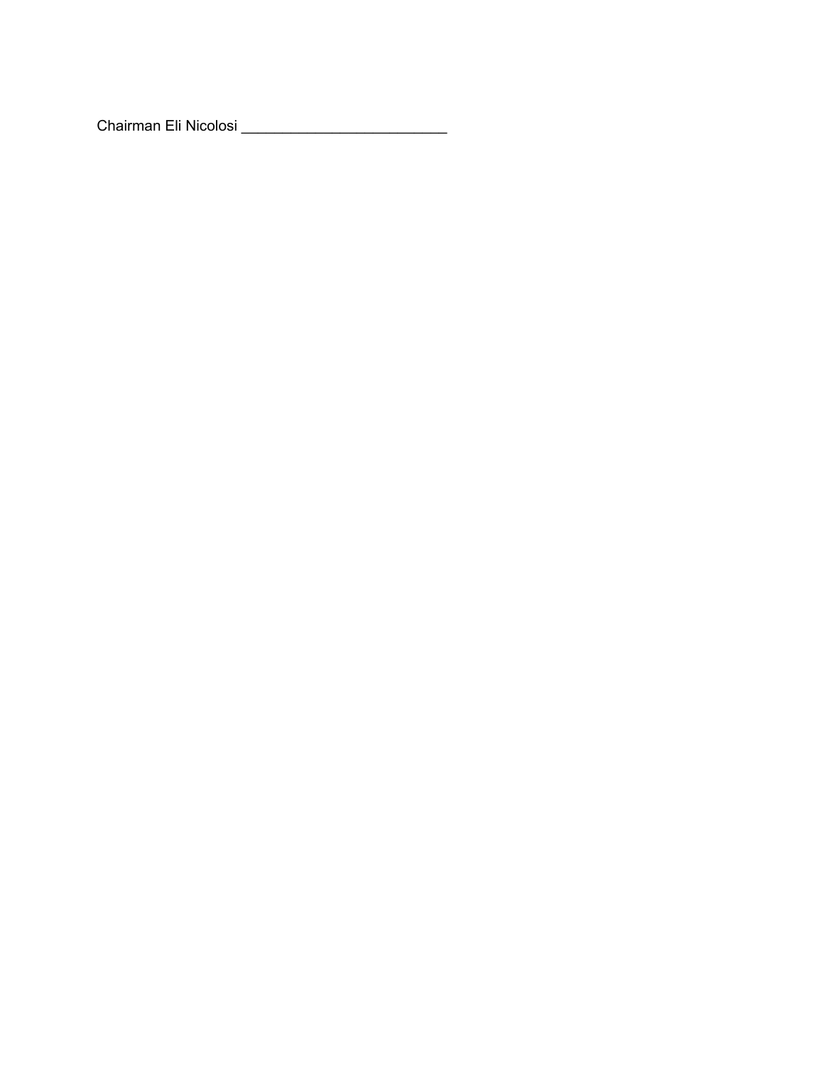Chairman Eli Nicolosi _________________________